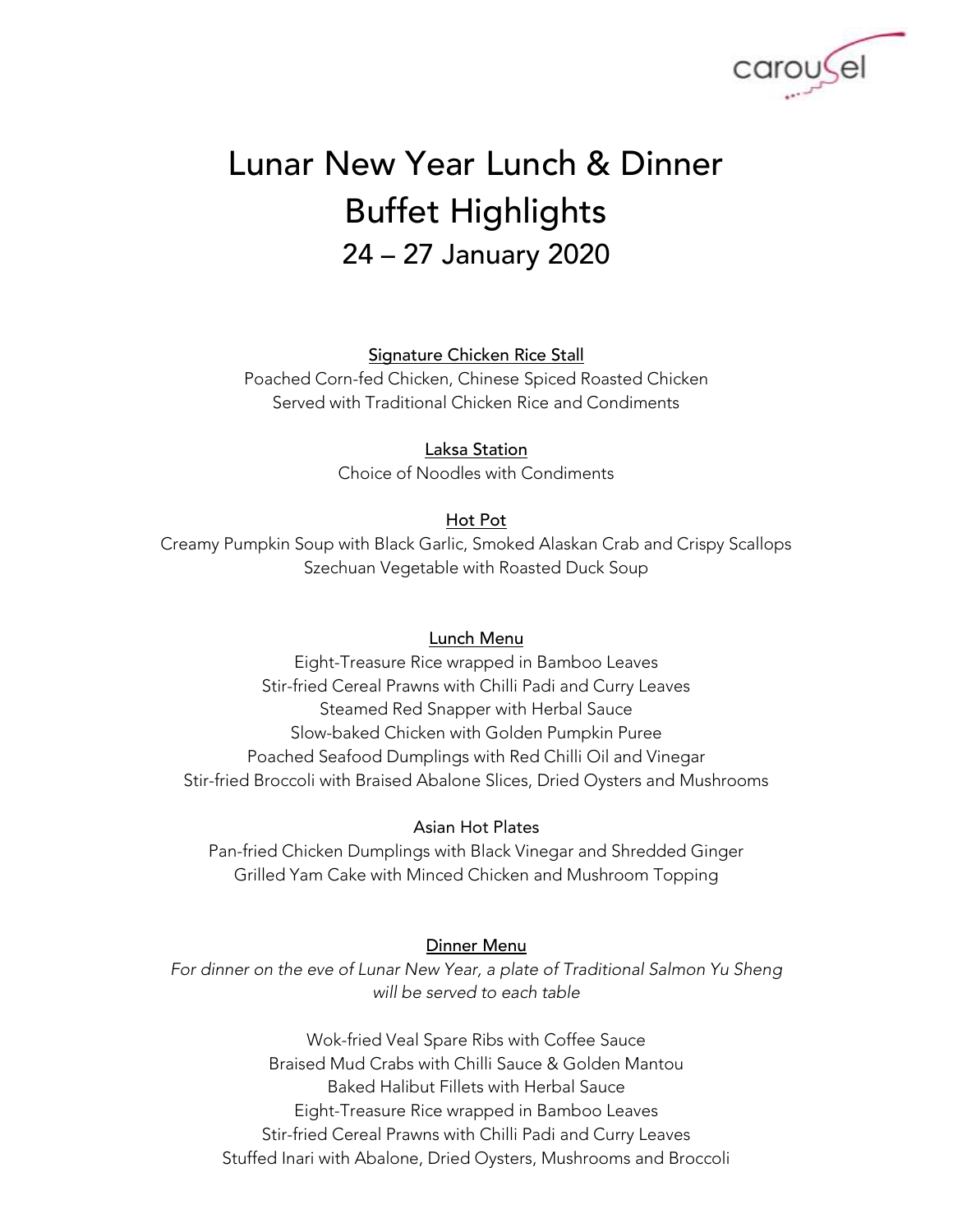carousel

# Lunar New Year Lunch & Dinner Buffet Highlights

## 24 – 27 January 2020

**Signature Chicken Rice Stall**

Poached Corn-fed Chicken, Chinese Spiced Roasted Chicken
Served with Traditional Chicken Rice and Condiments

**Laksa Station**

Choice of Noodles with Condiments

**Hot Pot**

Creamy Pumpkin Soup with Black Garlic, Smoked Alaskan Crab and Crispy Scallops
Szechuan Vegetable with Roasted Duck Soup

**Lunch Menu**

Eight-Treasure Rice wrapped in Bamboo Leaves
Stir-fried Cereal Prawns with Chilli Padi and Curry Leaves
Steamed Red Snapper with Herbal Sauce
Slow-baked Chicken with Golden Pumpkin Puree
Poached Seafood Dumplings with Red Chilli Oil and Vinegar
Stir-fried Broccoli with Braised Abalone Slices, Dried Oysters and Mushrooms

Asian Hot Plates

Pan-fried Chicken Dumplings with Black Vinegar and Shredded Ginger
Grilled Yam Cake with Minced Chicken and Mushroom Topping

**Dinner Menu**

*For dinner on the eve of Lunar New Year, a plate of Traditional Salmon Yu Sheng will be served to each table*

Wok-fried Veal Spare Ribs with Coffee Sauce
Braised Mud Crabs with Chilli Sauce & Golden Mantou
Baked Halibut Fillets with Herbal Sauce
Eight-Treasure Rice wrapped in Bamboo Leaves
Stir-fried Cereal Prawns with Chilli Padi and Curry Leaves
Stuffed Inari with Abalone, Dried Oysters, Mushrooms and Broccoli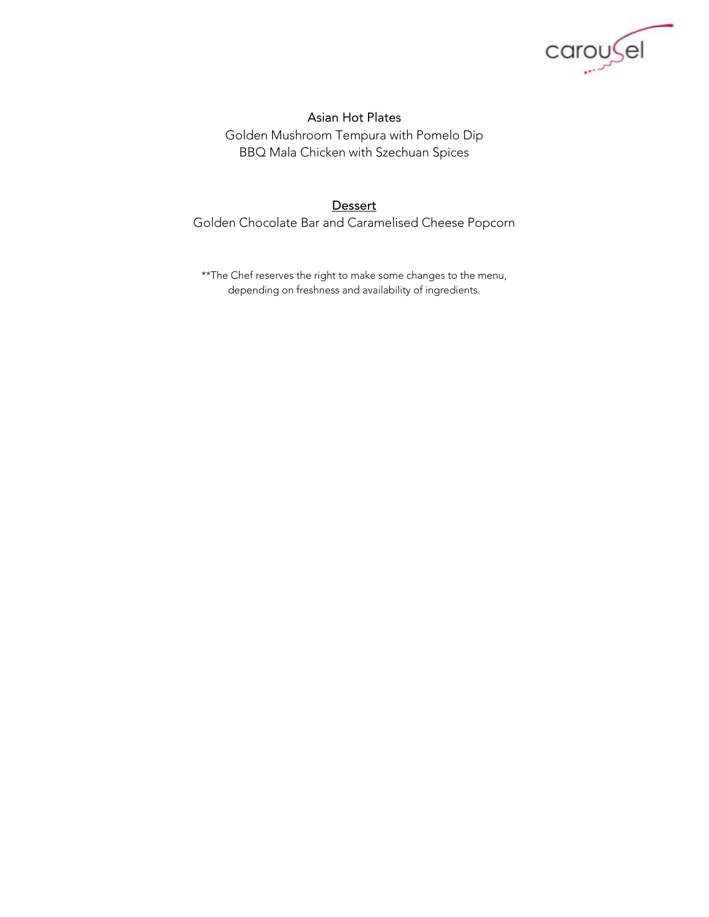### Asian Hot Plates

Golden Mushroom Tempura with Pomelo Dip

BBQ Mala Chicken with Szechuan Spices

### Dessert

Golden Chocolate Bar and Caramelised Cheese Popcorn

**The Chef reserves the right to make some changes to the menu, depending on freshness and availability of ingredients.